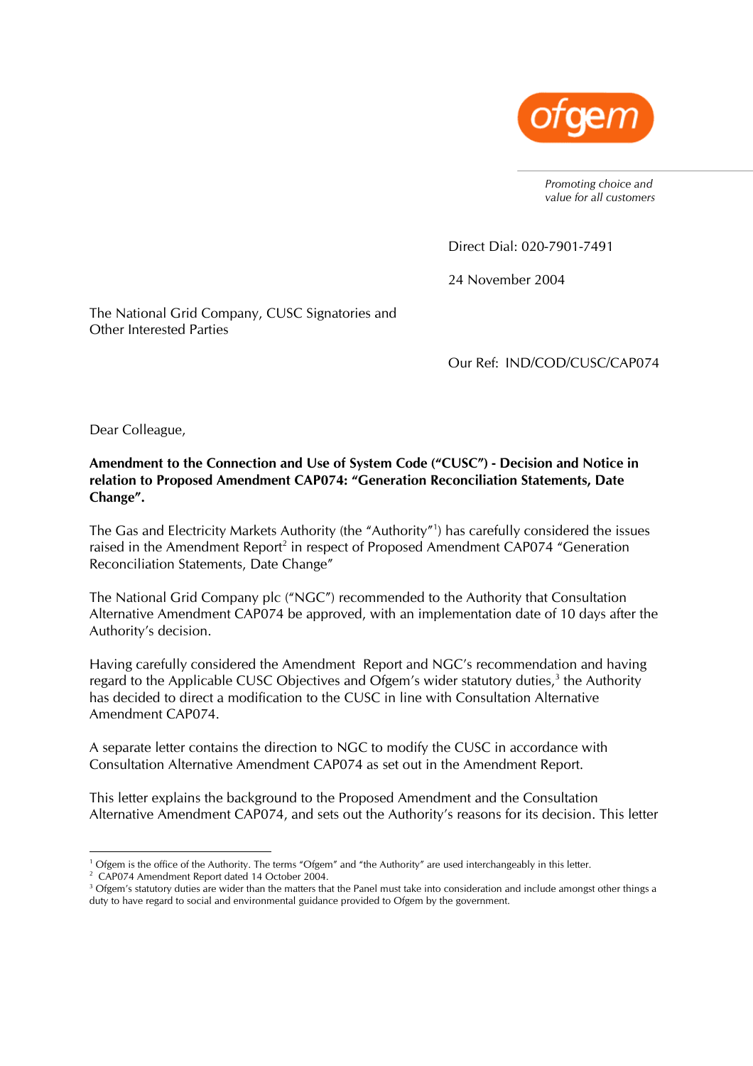ofgem

*Promoting choice and value for all customers*

Direct Dial: 020-7901-7491

24 November 2004

The National Grid Company, CUSC Signatories and Other Interested Parties

Our Ref: IND/COD/CUSC/CAP074

Dear Colleague,

**Amendment to the Connection and Use of System Code ("CUSC") - Decision and Notice in relation to Proposed Amendment CAP074: "Generation Reconciliation Statements, Date Change".**

The Gas and Electricity Markets Authority (the "Authority"[1]) has carefully considered the issues raised in the Amendment Report[2] in respect of Proposed Amendment CAP074 "Generation Reconciliation Statements, Date Change"

The National Grid Company plc ("NGC") recommended to the Authority that Consultation Alternative Amendment CAP074 be approved, with an implementation date of 10 days after the Authority's decision.

Having carefully considered the Amendment Report and NGC's recommendation and having regard to the Applicable CUSC Objectives and Ofgem's wider statutory duties,[3] the Authority has decided to direct a modification to the CUSC in line with Consultation Alternative Amendment CAP074.

A separate letter contains the direction to NGC to modify the CUSC in accordance with Consultation Alternative Amendment CAP074 as set out in the Amendment Report.

This letter explains the background to the Proposed Amendment and the Consultation Alternative Amendment CAP074, and sets out the Authority's reasons for its decision. This letter

---

[1] Ofgem is the office of the Authority. The terms "Ofgem" and "the Authority" are used interchangeably in this letter.

[2] CAP074 Amendment Report dated 14 October 2004.

[3] Ofgem's statutory duties are wider than the matters that the Panel must take into consideration and include amongst other things a duty to have regard to social and environmental guidance provided to Ofgem by the government.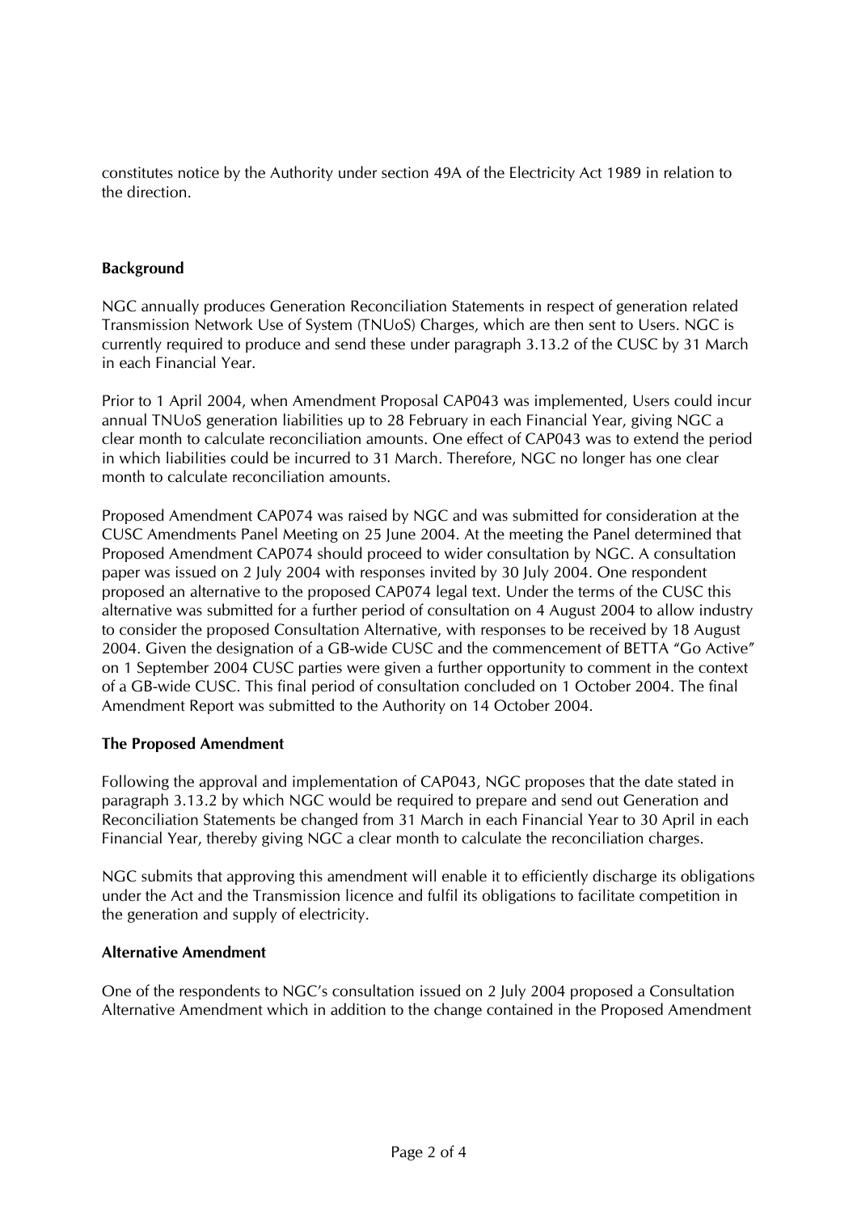constitutes notice by the Authority under section 49A of the Electricity Act 1989 in relation to the direction.

## Background

NGC annually produces Generation Reconciliation Statements in respect of generation related Transmission Network Use of System (TNUoS) Charges, which are then sent to Users. NGC is currently required to produce and send these under paragraph 3.13.2 of the CUSC by 31 March in each Financial Year.

Prior to 1 April 2004, when Amendment Proposal CAP043 was implemented, Users could incur annual TNUoS generation liabilities up to 28 February in each Financial Year, giving NGC a clear month to calculate reconciliation amounts. One effect of CAP043 was to extend the period in which liabilities could be incurred to 31 March. Therefore, NGC no longer has one clear month to calculate reconciliation amounts.

Proposed Amendment CAP074 was raised by NGC and was submitted for consideration at the CUSC Amendments Panel Meeting on 25 June 2004. At the meeting the Panel determined that Proposed Amendment CAP074 should proceed to wider consultation by NGC. A consultation paper was issued on 2 July 2004 with responses invited by 30 July 2004. One respondent proposed an alternative to the proposed CAP074 legal text. Under the terms of the CUSC this alternative was submitted for a further period of consultation on 4 August 2004 to allow industry to consider the proposed Consultation Alternative, with responses to be received by 18 August 2004. Given the designation of a GB-wide CUSC and the commencement of BETTA "Go Active" on 1 September 2004 CUSC parties were given a further opportunity to comment in the context of a GB-wide CUSC. This final period of consultation concluded on 1 October 2004. The final Amendment Report was submitted to the Authority on 14 October 2004.

## The Proposed Amendment

Following the approval and implementation of CAP043, NGC proposes that the date stated in paragraph 3.13.2 by which NGC would be required to prepare and send out Generation and Reconciliation Statements be changed from 31 March in each Financial Year to 30 April in each Financial Year, thereby giving NGC a clear month to calculate the reconciliation charges.

NGC submits that approving this amendment will enable it to efficiently discharge its obligations under the Act and the Transmission licence and fulfil its obligations to facilitate competition in the generation and supply of electricity.

## Alternative Amendment

One of the respondents to NGC's consultation issued on 2 July 2004 proposed a Consultation Alternative Amendment which in addition to the change contained in the Proposed Amendment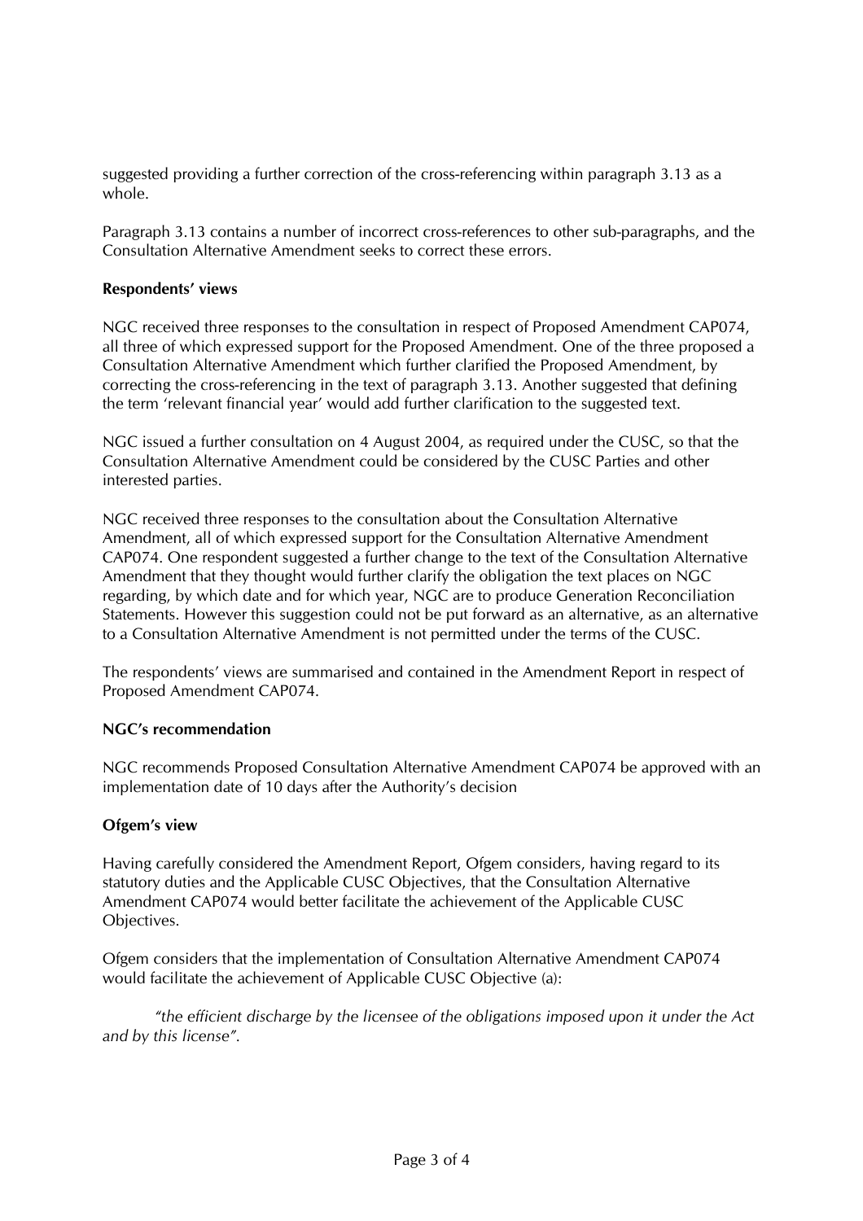suggested providing a further correction of the cross-referencing within paragraph 3.13 as a whole.

Paragraph 3.13 contains a number of incorrect cross-references to other sub-paragraphs, and the Consultation Alternative Amendment seeks to correct these errors.

**Respondents' views**

NGC received three responses to the consultation in respect of Proposed Amendment CAP074, all three of which expressed support for the Proposed Amendment. One of the three proposed a Consultation Alternative Amendment which further clarified the Proposed Amendment, by correcting the cross-referencing in the text of paragraph 3.13. Another suggested that defining the term 'relevant financial year' would add further clarification to the suggested text.

NGC issued a further consultation on 4 August 2004, as required under the CUSC, so that the Consultation Alternative Amendment could be considered by the CUSC Parties and other interested parties.

NGC received three responses to the consultation about the Consultation Alternative Amendment, all of which expressed support for the Consultation Alternative Amendment CAP074. One respondent suggested a further change to the text of the Consultation Alternative Amendment that they thought would further clarify the obligation the text places on NGC regarding, by which date and for which year, NGC are to produce Generation Reconciliation Statements. However this suggestion could not be put forward as an alternative, as an alternative to a Consultation Alternative Amendment is not permitted under the terms of the CUSC.

The respondents' views are summarised and contained in the Amendment Report in respect of Proposed Amendment CAP074.

**NGC's recommendation**

NGC recommends Proposed Consultation Alternative Amendment CAP074 be approved with an implementation date of 10 days after the Authority's decision

**Ofgem's view**

Having carefully considered the Amendment Report, Ofgem considers, having regard to its statutory duties and the Applicable CUSC Objectives, that the Consultation Alternative Amendment CAP074 would better facilitate the achievement of the Applicable CUSC Objectives.

Ofgem considers that the implementation of Consultation Alternative Amendment CAP074 would facilitate the achievement of Applicable CUSC Objective (a):

> *"the efficient discharge by the licensee of the obligations imposed upon it under the Act and by this license".*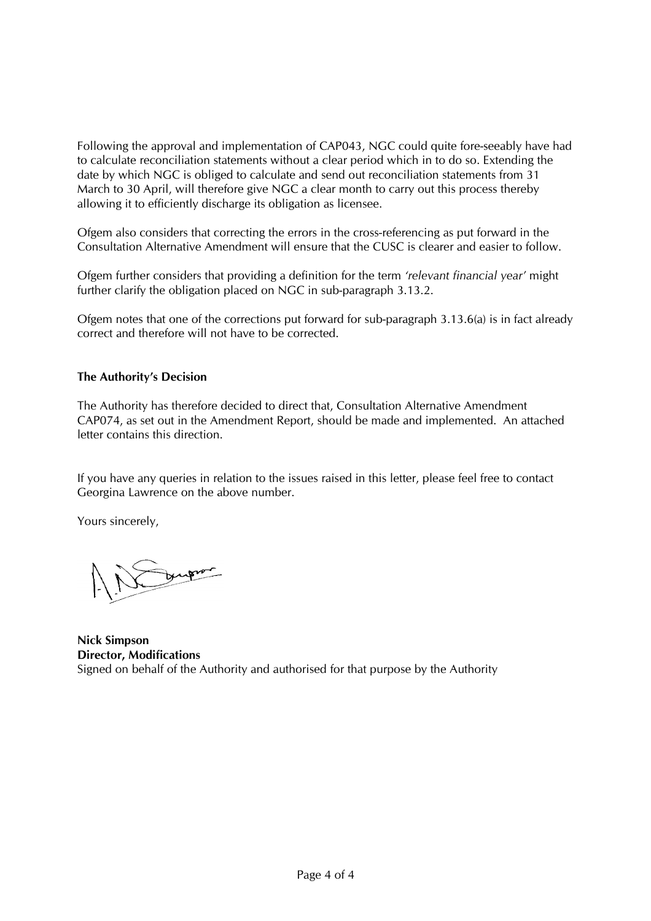Following the approval and implementation of CAP043, NGC could quite fore-seeably have had to calculate reconciliation statements without a clear period which in to do so. Extending the date by which NGC is obliged to calculate and send out reconciliation statements from 31 March to 30 April, will therefore give NGC a clear month to carry out this process thereby allowing it to efficiently discharge its obligation as licensee.

Ofgem also considers that correcting the errors in the cross-referencing as put forward in the Consultation Alternative Amendment will ensure that the CUSC is clearer and easier to follow.

Ofgem further considers that providing a definition for the term *'relevant financial year'* might further clarify the obligation placed on NGC in sub-paragraph 3.13.2.

Ofgem notes that one of the corrections put forward for sub-paragraph 3.13.6(a) is in fact already correct and therefore will not have to be corrected.

**The Authority's Decision**

The Authority has therefore decided to direct that, Consultation Alternative Amendment CAP074, as set out in the Amendment Report, should be made and implemented. An attached letter contains this direction.

If you have any queries in relation to the issues raised in this letter, please feel free to contact Georgina Lawrence on the above number.

Yours sincerely,

**Nick Simpson**
**Director, Modifications**
Signed on behalf of the Authority and authorised for that purpose by the Authority